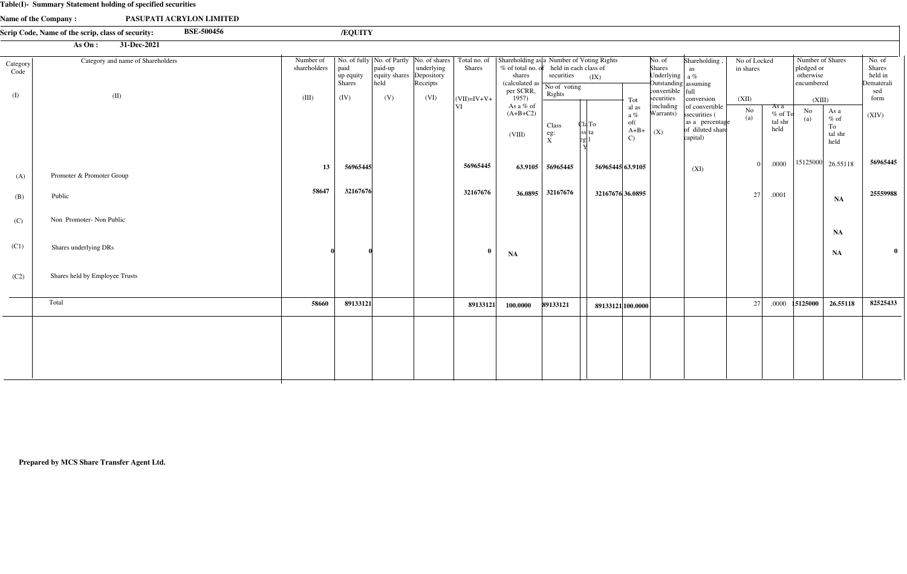**Table(I)- Summary Statement holding of specified securities**

**Name of the Company : PASUPATI ACRYLON LIMITED**

**Scrip Code, Name of the scrip, class of security: BSE-500456 /EQUITY**

**As On : 31-Dec-2021**

| Category Code (I) | Category and name of Shareholders (II) | Number of shareholders (III) | No. of fully paid up equity Shares (IV) | No. of Partly paid-up equity shares held (V) | No. of shares underlying Depository Receipts (VI) | Total no. of Shares (VII)=IV+V+VI | Shareholding as a % of total no. of shares (calculated as per SCRR, 1957) As a % of (A+B+C2) (VIII) | Number of Voting Rights held in each class of securities (IX) | | | | No. of Shares Underlying Outstanding convertible securities (including Warrants) (X) | Shareholding , as a % assuming full conversion of convertible ssecurities ( as a percentage of diluted share capital) (XI) | No of Locked in shares (XII) | | Number of Shares pledged or otherwise encumbered (XIII) | | No. of Shares held in Dematerialised form (XIV) |
|---|---|---|---|---|---|---|---|---|---|---|---|---|---|---|---|---|---|---|
| | | | | | | | | No of voting Rights | | | Total as a % of( A+B+ C) | | | | | | | |
| | | | | | | | | Class eg: X | Class eg: Y | Total | | | | No (a) | As a % of Total shr held | No (a) | As a % of To tal shr held | |
| (A) | Promoter & Promoter Group | 13 | 56965445 | | | 56965445 | 63.9105 | 56965445 | | 56965445 | 63.9105 | | | 0 | .0000 | 15125000 | 26.55118 | 56965445 |
| (B) | Public | 58647 | 32167676 | | | 32167676 | 36.0895 | 32167676 | | 32167676 | 36.0895 | | | 27 | .0001 | | NA | 25559988 |
| (C) | Non Promoter- Non Public | | | | | | | | | | | | | | | | NA | |
| (C1) | Shares underlying DRs | 0 | 0 | | | 0 | NA | | | | | | | | | | NA | 0 |
| (C2) | Shares held by Employee Trusts | | | | | | | | | | | | | | | | | |
| | Total | 58660 | 89133121 | | | 89133121 | 100.0000 | 89133121 | | 89133121 | 100.0000 | | | 27 | .0000 | 15125000 | 26.55118 | 82525433 |

**Prepared by MCS Share Transfer Agent Ltd.**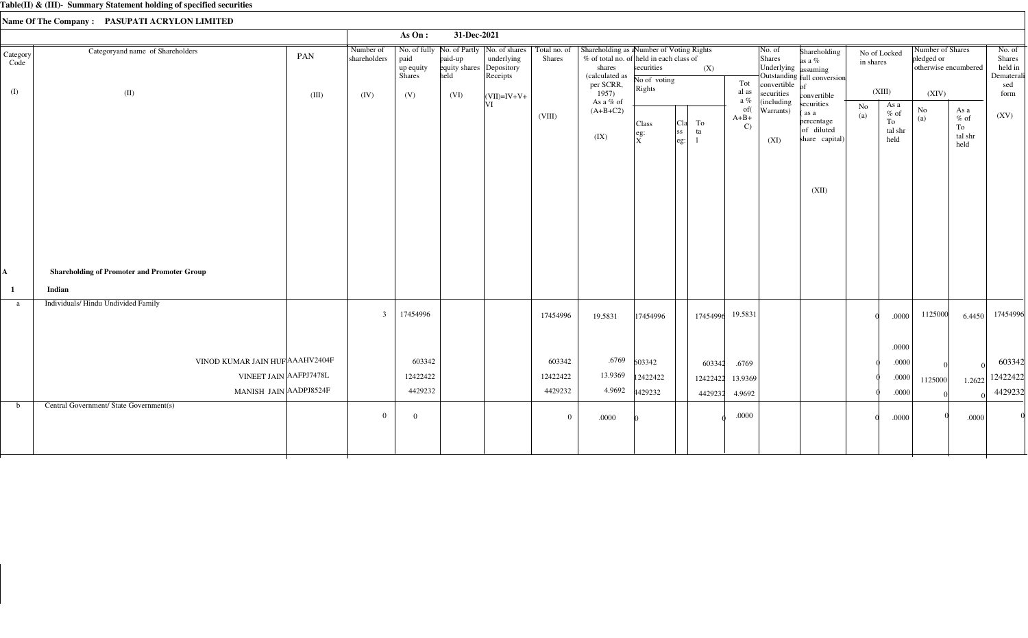**Table(II) & (III)- Summary Statement holding of specified securities**

**Name Of The Company : PASUPATI ACRYLON LIMITED**

**As On : 31-Dec-2021**

| Category Code (I) | Categoryand name of Shareholders (II) | PAN (III) | Number of shareholders (IV) | No. of fully paid up equity Shares (V) | No. of Partly paid-up equity shares held (VI) | No. of shares underlying Depository Receipts | Total no. of Shares (VII)=IV+V+VI | Shareholding as a % of total no. of shares (calculated as per SCRR, 1957) As a % of (A+B+C2) (VIII) | Number of Voting Rights held in each class of securities (IX) No of voting Rights Class eg: X | Class eg: | Total | Total as a % of(A+B+C) | No. of Shares Underlying Outstanding convertible securities (including Warrants) (X) | Shareholding as a % assuming full conversion of convertible securities ( as a percentage of diluted share capital) (XI) | No of Locked in shares (XII) No (a) | As a % of Total shr held | Number of Shares pledged or otherwise encumbered (XIII) No (a) | As a % of Total shr held | No. of Shares held in Dematerialised form (XIV) |
|---|---|---|---|---|---|---|---|---|---|---|---|---|---|---|---|---|---|---|---|
| **A** | **Shareholding of Promoter and Promoter Group** | | | | | | | | | | | | | | | | | | |
| **1** | **Indian** | | | | | | | | | | | | | | | | | | |
| a | Individuals/ Hindu Undivided Family | | 3 | 17454996 | | | 17454996 | 19.5831 | 17454996 | | 17454996 | 19.5831 | | | 0 | .0000 | 1125000 | 6.4450 | 17454996 |
| | | | | | | | | | | | | | | | | .0000 | | | |
| | VINOD KUMAR JAIN HUF | AAAHV2404F | | 603342 | | | 603342 | .6769 | 603342 | | 603342 | .6769 | | | 0 | .0000 | 0 | 0 | 603342 |
| | VINEET JAIN | AAFPJ7478L | | 12422422 | | | 12422422 | 13.9369 | 12422422 | | 12422422 | 13.9369 | | | 0 | .0000 | 1125000 | 1.2622 | 12422422 |
| | MANISH JAIN | AADPJ8524F | | 4429232 | | | 4429232 | 4.9692 | 4429232 | | 4429232 | 4.9692 | | | 0 | .0000 | 0 | 0 | 4429232 |
| b | Central Government/ State Government(s) | | 0 | 0 | | | 0 | .0000 | 0 | | 0 | .0000 | | | 0 | .0000 | 0 | .0000 | 0 |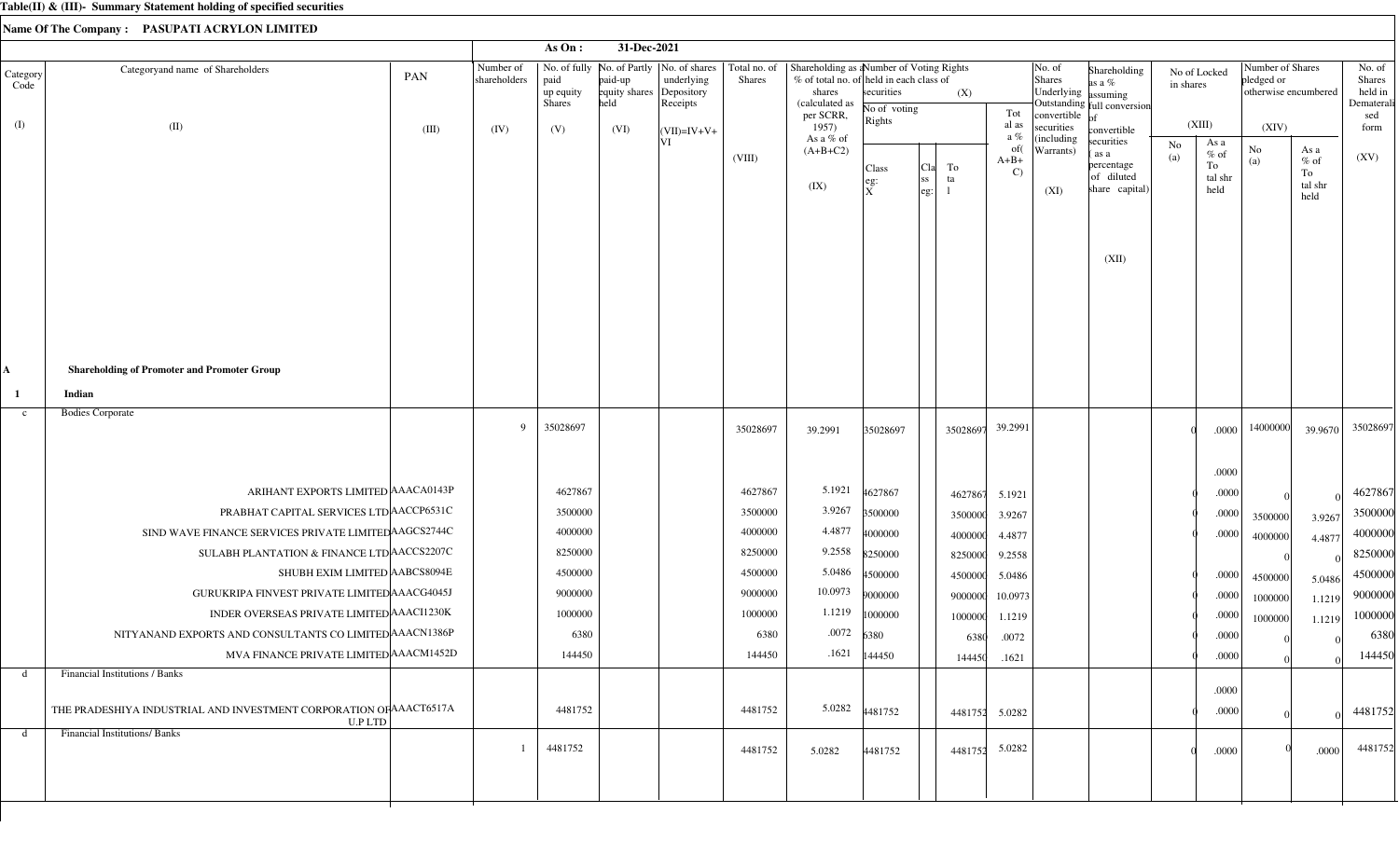**Table(II) & (III)- Summary Statement holding of specified securities**

**Name Of The Company : PASUPATI ACRYLON LIMITED**

**As On : 31-Dec-2021**

| Category Code (I) | Categoryand name of Shareholders (II) | PAN (III) | Number of shareholders (IV) | No. of fully paid up equity Shares (V) | No. of Partly paid-up equity shares held (VI) | No. of shares underlying Depository Receipts | Total no. of Shares (VII)=IV+V+VI | Shareholding as a % of total no. of shares (calculated as per SCRR, 1957) As a % of (A+B+C2) (VIII) | Number of Voting Rights held in each class of securities (IX) No of voting Rights Class eg: X | Class eg: | Total | Total as a % of(A+B+C) | No. of Shares Underlying Outstanding convertible securities (including Warrants) (X) | Shareholding as a % assuming full conversion of convertible securities ( as a percentage of diluted share capital) (XI) | No of Locked in shares (XII) No (a) | As a % of Total shr held | Number of Shares pledged or otherwise encumbered (XIII) No (a) | As a % of Total shr held | No. of Shares held in Dematerialised form (XIV) |
|---|---|---|---|---|---|---|---|---|---|---|---|---|---|---|---|---|---|---|---|
| A | **Shareholding of Promoter and Promoter Group** | | | | | | | | | | | | | | | | | | |
| 1 | **Indian** | | | | | | | | | | | | | | | | | | |
| c | Bodies Corporate | | 9 | 35028697 | | | 35028697 | 39.2991 | 35028697 | | 35028697 | 39.2991 | | | 0 | .0000 | 14000000 | 39.9670 | 35028697 |
| | | | | | | | | | | | | | | | | .0000 | | | |
| | ARIHANT EXPORTS LIMITED | AAACA0143P | | 4627867 | | | 4627867 | 5.1921 | 4627867 | | 4627867 | 5.1921 | | | 0 | .0000 | 0 | 0 | 4627867 |
| | PRABHAT CAPITAL SERVICES LTD | AACCP6531C | | 3500000 | | | 3500000 | 3.9267 | 3500000 | | 3500000 | 3.9267 | | | 0 | .0000 | 3500000 | 3.9267 | 3500000 |
| | SIND WAVE FINANCE SERVICES PRIVATE LIMITED | AAGCS2744C | | 4000000 | | | 4000000 | 4.4877 | 4000000 | | 4000000 | 4.4877 | | | 0 | .0000 | 4000000 | 4.4877 | 4000000 |
| | SULABH PLANTATION & FINANCE LTD | AACCS2207C | | 8250000 | | | 8250000 | 9.2558 | 8250000 | | 8250000 | 9.2558 | | | | | 0 | 0 | 8250000 |
| | SHUBH EXIM LIMITED | AABCS8094E | | 4500000 | | | 4500000 | 5.0486 | 4500000 | | 4500000 | 5.0486 | | | 0 | .0000 | 4500000 | 5.0486 | 4500000 |
| | GURUKRIPA FINVEST PRIVATE LIMITED | AAACG4045J | | 9000000 | | | 9000000 | 10.0973 | 9000000 | | 9000000 | 10.0973 | | | 0 | .0000 | 1000000 | 1.1219 | 9000000 |
| | INDER OVERSEAS PRIVATE LIMITED | AAACI1230K | | 1000000 | | | 1000000 | 1.1219 | 1000000 | | 1000000 | 1.1219 | | | 0 | .0000 | 1000000 | 1.1219 | 1000000 |
| | NITYANAND EXPORTS AND CONSULTANTS CO LIMITED | AAACN1386P | | 6380 | | | 6380 | .0072 | 6380 | | 6380 | .0072 | | | 0 | .0000 | 0 | 0 | 6380 |
| | MVA FINANCE PRIVATE LIMITED | AAACM1452D | | 144450 | | | 144450 | .1621 | 144450 | | 144450 | .1621 | | | 0 | .0000 | 0 | 0 | 144450 |
| d | Financial Institutions / Banks | | | | | | | | | | | | | | | .0000 | | | |
| | THE PRADESHIYA INDUSTRIAL AND INVESTMENT CORPORATION OF U.P LTD | AAACT6517A | | 4481752 | | | 4481752 | 5.0282 | 4481752 | | 4481752 | 5.0282 | | | 0 | .0000 | 0 | 0 | 4481752 |
| d | Financial Institutions/ Banks | | 1 | 4481752 | | | 4481752 | 5.0282 | 4481752 | | 4481752 | 5.0282 | | | 0 | .0000 | 0 | .0000 | 4481752 |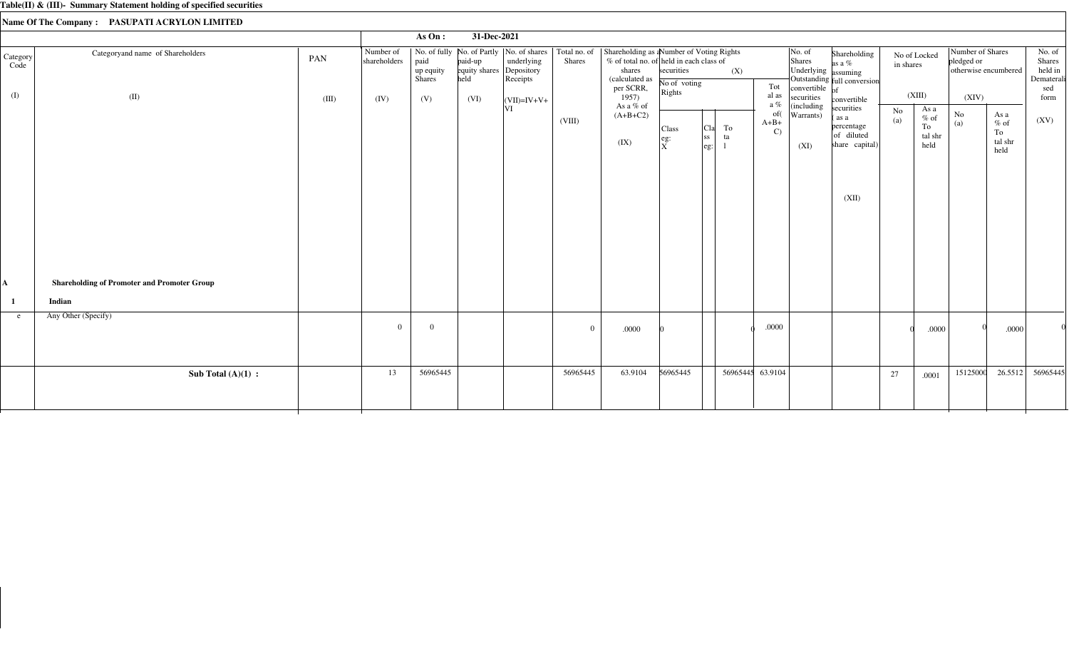**Table(II) & (III)- Summary Statement holding of specified securities**

**Name Of The Company : PASUPATI ACRYLON LIMITED**

**As On : 31-Dec-2021**

| Category Code | Categoryand name of Shareholders | PAN | Number of shareholders | No. of fully paid up equity Shares | No. of Partly paid-up equity shares held | No. of shares underlying Depository Receipts | Total no. of Shares | Shareholding as a % of total no. of shares (calculated as per SCRR, 1957) As a % of (A+B+C2) | Number of Voting Rights held in each class of securities (X) | | | | No. of Shares Underlying Outstanding convertible securities (including Warrants) | Shareholding as a % assuming full conversion of convertible securities ( as a percentage of diluted share capital) | No of Locked in shares (XIII) | | Number of Shares pledged or otherwise encumbered (XIV) | | No. of Shares held in Dematerialised form |
|---|---|---|---|---|---|---|---|---|---|---|---|---|---|---|---|---|---|---|---|
| | | | | | | | | | No of voting Rights | | | Total as a % of( A+B+ C) | | | | | | | |
| | | | | | | | | | Class eg: X | Class eg: | Total | | | | No (a) | As a % of Total shr held | No (a) | As a % of Total shr held | |
| (I) | (II) | (III) | (IV) | (V) | (VI) | (VII)=IV+V+VI | (VIII) | (IX) | | | | | (XI) | (XII) | | | | | (XV) |
| **A** | **Shareholding of Promoter and Promoter Group** | | | | | | | | | | | | | | | | | | |
| **1** | **Indian** | | | | | | | | | | | | | | | | | | |
| e | Any Other (Specify) | | 0 | 0 | | | 0 | .0000 | 0 | | 0 | .0000 | | | 0 | .0000 | 0 | .0000 | 0 |
| | **Sub Total (A)(1) :** | | 13 | 56965445 | | | 56965445 | 63.9104 | 56965445 | | 56965445 | 63.9104 | | | 27 | .0001 | 15125000 | 26.5512 | 56965445 |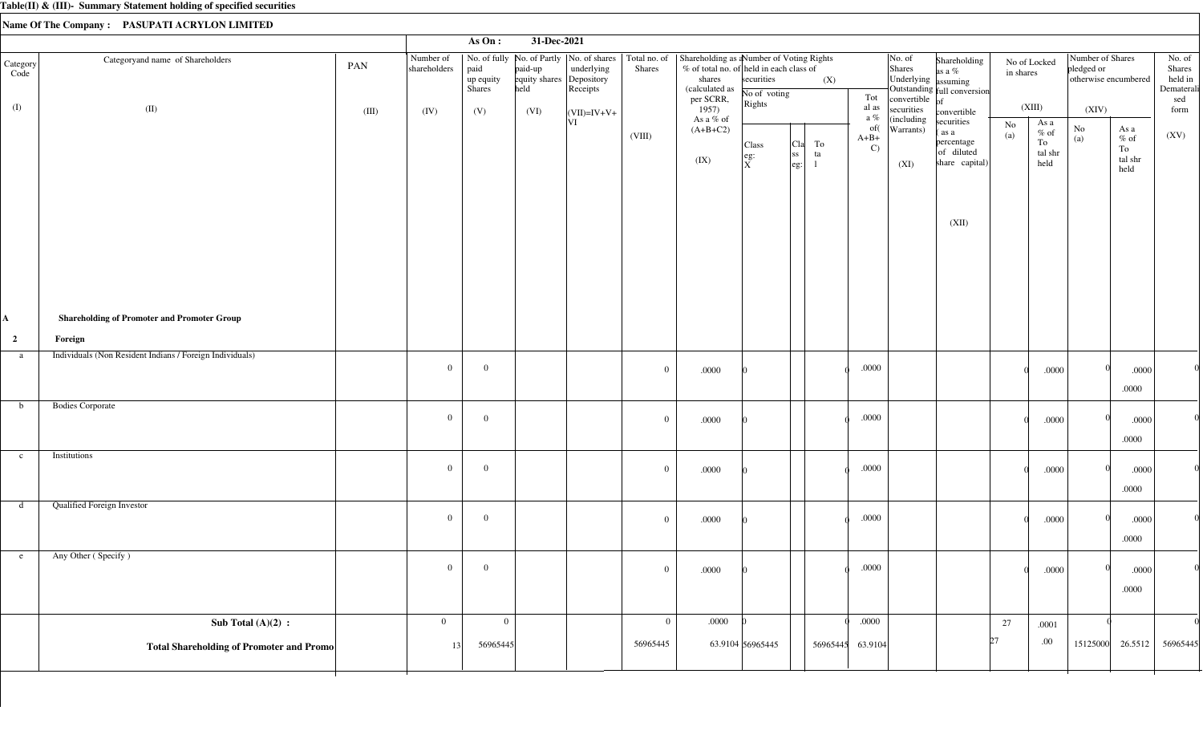**Table(II) & (III)- Summary Statement holding of specified securities**

**Name Of The Company : PASUPATI ACRYLON LIMITED**

**As On : 31-Dec-2021**

| Category Code (I) | Categoryand name of Shareholders (II) | PAN (III) | Number of shareholders (IV) | No. of fully paid up equity Shares (V) | No. of Partly paid-up equity shares held (VI) | No. of shares underlying Depository Receipts (VII)=IV+V+VI | Total no. of Shares (VIII) | Shareholding as a % of total no. of shares (calculated as per SCRR, 1957) As a % of (A+B+C2) (IX) | Number of Voting Rights held in each class of securities (X) | | | | No. of Shares Underlying Outstanding convertible securities (including Warrants) (XI) | Shareholding as a % assuming full conversion of convertible securities ( as a percentage of diluted share capital) (XII) | No of Locked in shares (XIII) | | Number of Shares pledged or otherwise encumbered (XIV) | | No. of Shares held in Dematerialised form (XV) |
|---|---|---|---|---|---|---|---|---|---|---|---|---|---|---|---|---|---|---|---|
| | | | | | | | | | No of voting Rights: Class eg: X | Class eg: | Total | Total as a % of (A+B+C) | | | No (a) | As a % of Total shr held | No (a) | As a % of Total shr held | |
| **A** | **Shareholding of Promoter and Promoter Group** | | | | | | | | | | | | | | | | | | |
| **2** | **Foreign** | | | | | | | | | | | | | | | | | | |
| a | Individuals (Non Resident Indians / Foreign Individuals) | | 0 | 0 | | | 0 | .0000 | 0 | | 0 | .0000 | | | 0 | .0000 | 0 | .0000 .0000 | 0 |
| b | Bodies Corporate | | 0 | 0 | | | 0 | .0000 | 0 | | 0 | .0000 | | | 0 | .0000 | 0 | .0000 .0000 | 0 |
| c | Institutions | | 0 | 0 | | | 0 | .0000 | 0 | | 0 | .0000 | | | 0 | .0000 | 0 | .0000 .0000 | 0 |
| d | Qualified Foreign Investor | | 0 | 0 | | | 0 | .0000 | 0 | | 0 | .0000 | | | 0 | .0000 | 0 | .0000 .0000 | 0 |
| e | Any Other ( Specify ) | | 0 | 0 | | | 0 | .0000 | 0 | | 0 | .0000 | | | 0 | .0000 | 0 | .0000 .0000 | 0 |
| | **Sub Total (A)(2) :** | | 0 | 0 | | | 0 | .0000 | 0 | | 0 | .0000 | | | 27 | .0001 | 0 | | 0 |
| | **Total Shareholding of Promoter and Promo** | | 13 | 56965445 | | | 56965445 | 63.9104 | 56965445 | | 56965445 | 63.9104 | | | 27 | .00 | 15125000 | 26.5512 | 56965445 |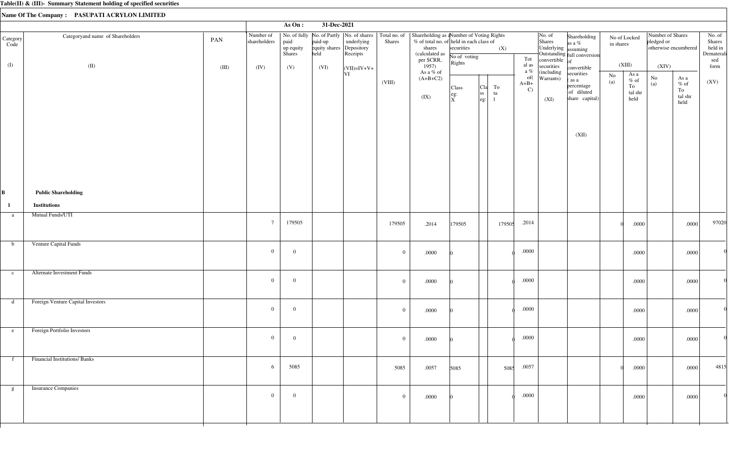**Table(II) & (III)- Summary Statement holding of specified securities**

**Name Of The Company : PASUPATI ACRYLON LIMITED**

**As On : 31-Dec-2021**

| Category Code (I) | Categoryand name of Shareholders (II) | PAN (III) | Number of shareholders (IV) | No. of fully paid up equity Shares (V) | No. of Partly paid-up equity shares held (VI) | No. of shares underlying Depository Receipts (VI) | Total no. of Shares (VII)=IV+V+VI (VIII) | Shareholding as a % of total no. of shares (calculated as per SCRR, 1957) As a % of (A+B+C2) (IX) | Number of Voting Rights held in each class of securities (X) No of voting Rights Class eg: X | Class eg: | Total | Total as a % of(A+B+C) | No. of Shares Underlying Outstanding convertible securities (including Warrants) (XI) | Shareholding as a % assuming full conversion of convertible securities ( as a percentage of diluted share capital) (XII) | No of Locked in shares (XIII) No (a) | As a % of Total shr held | Number of Shares pledged or otherwise encumbered (XIV) No (a) | As a % of Total shr held | No. of Shares held in Dematerialised form (XV) |
|---|---|---|---|---|---|---|---|---|---|---|---|---|---|---|---|---|---|---|---|
| **B** | **Public Shareholding** | | | | | | | | | | | | | | | | | | |
| **1** | **Institutions** | | | | | | | | | | | | | | | | | | |
| a | Mutual Funds/UTI | | 7 | 179505 | | | 179505 | .2014 | 179505 | | 179505 | .2014 | | | 0 | .0000 | | .0000 | 97020 |
| b | Venture Capital Funds | | 0 | 0 | | | 0 | .0000 | 0 | | 0 | .0000 | | | | .0000 | | .0000 | 0 |
| c | Alternate Investment Funds | | 0 | 0 | | | 0 | .0000 | 0 | | 0 | .0000 | | | | .0000 | | .0000 | 0 |
| d | Foreign Venture Capital Investors | | 0 | 0 | | | 0 | .0000 | 0 | | 0 | .0000 | | | | .0000 | | .0000 | 0 |
| e | Foreign Portfolio Investors | | 0 | 0 | | | 0 | .0000 | 0 | | 0 | .0000 | | | | .0000 | | .0000 | 0 |
| f | Financial Institutions/ Banks | | 6 | 5085 | | | 5085 | .0057 | 5085 | | 5085 | .0057 | | | 0 | .0000 | | .0000 | 4815 |
| g | Insurance Companies | | 0 | 0 | | | 0 | .0000 | 0 | | 0 | .0000 | | | | .0000 | | .0000 | 0 |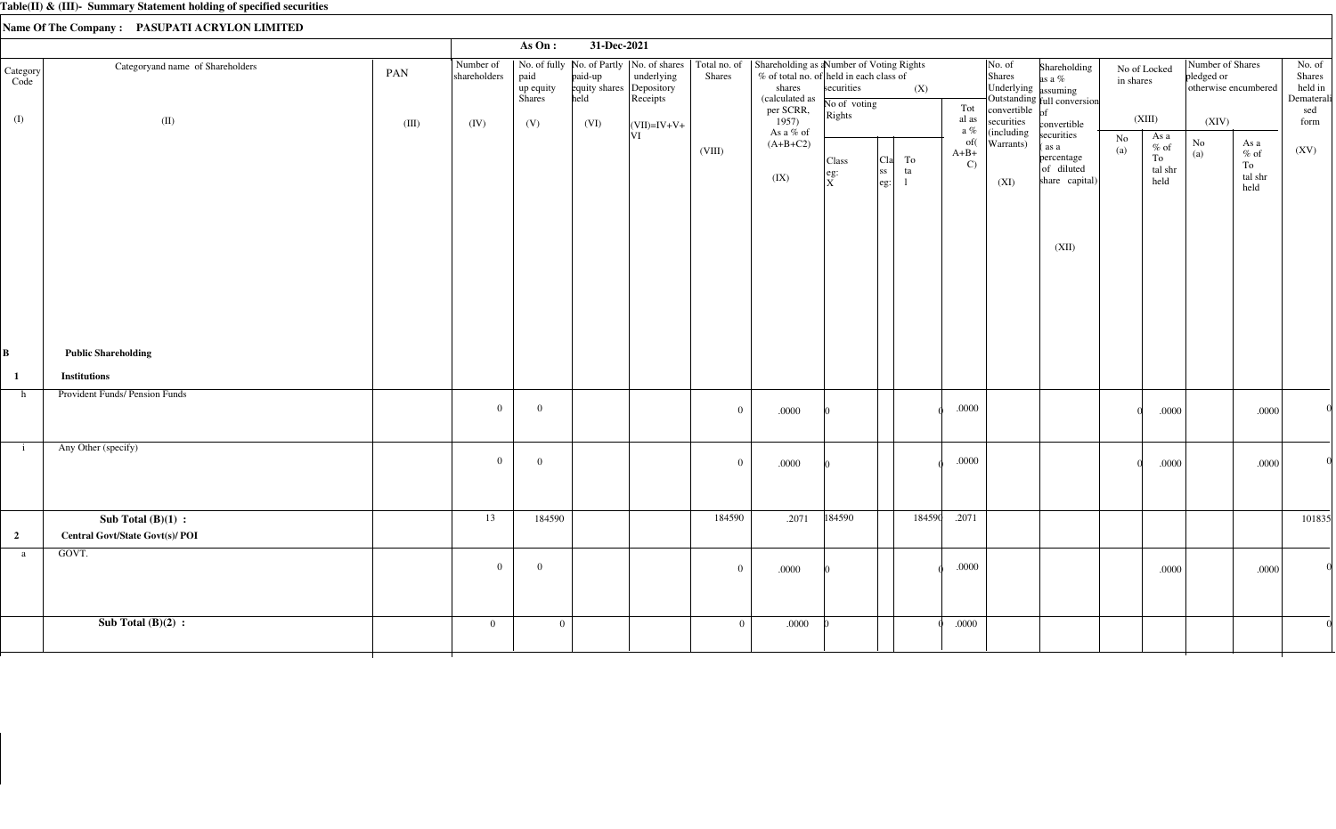Table(II) & (III)- Summary Statement holding of specified securities

Name Of The Company : PASUPATI ACRYLON LIMITED

As On : 31-Dec-2021

| Category Code (I) | Categoryand name of Shareholders (II) | PAN (III) | Number of shareholders (IV) | No. of fully paid up equity Shares (V) | No. of Partly paid-up equity shares held (VI) | No. of shares underlying Depository Receipts (VI) | Total no. of Shares (VII)=IV+V+VI (VIII) | Shareholding as a % of total no. of shares (calculated as per SCRR, 1957) As a % of (A+B+C2) (IX) | Number of Voting Rights held in each class of securities (X) No of voting Rights Class eg: X | Class eg: Y | Total | Total as a % of (A+B+C) | No. of Shares Underlying Outstanding convertible securities (including Warrants) (XI) | Shareholding as a % assuming full conversion of convertible securities ( as a percentage of diluted share capital) (XII) | No of Locked in shares (XIII) No (a) | As a % of Total shr held | Number of Shares pledged or otherwise encumbered (XIV) No (a) | As a % of Total shr held | No. of Shares held in Dematerialised form (XV) |
|---|---|---|---|---|---|---|---|---|---|---|---|---|---|---|---|---|---|---|---|
| B | **Public Shareholding** | | | | | | | | | | | | | | | | | | |
| 1 | **Institutions** | | | | | | | | | | | | | | | | | | |
| h | Provident Funds/ Pension Funds | | 0 | 0 | | | 0 | .0000 | 0 | | 0 | .0000 | | | 0 | .0000 | | .0000 | 0 |
| i | Any Other (specify) | | 0 | 0 | | | 0 | .0000 | 0 | | 0 | .0000 | | | 0 | .0000 | | .0000 | 0 |
| | **Sub Total (B)(1) :** | | 13 | 184590 | | | 184590 | .2071 | 184590 | | 184590 | .2071 | | | | | | | 101835 |
| 2 | **Central Govt/State Govt(s)/ POI** | | | | | | | | | | | | | | | | | | |
| a | GOVT. | | 0 | 0 | | | 0 | .0000 | 0 | | 0 | .0000 | | | | .0000 | | .0000 | 0 |
| | **Sub Total (B)(2) :** | | 0 | 0 | | | 0 | .0000 | 0 | | 0 | .0000 | | | | | | | 0 |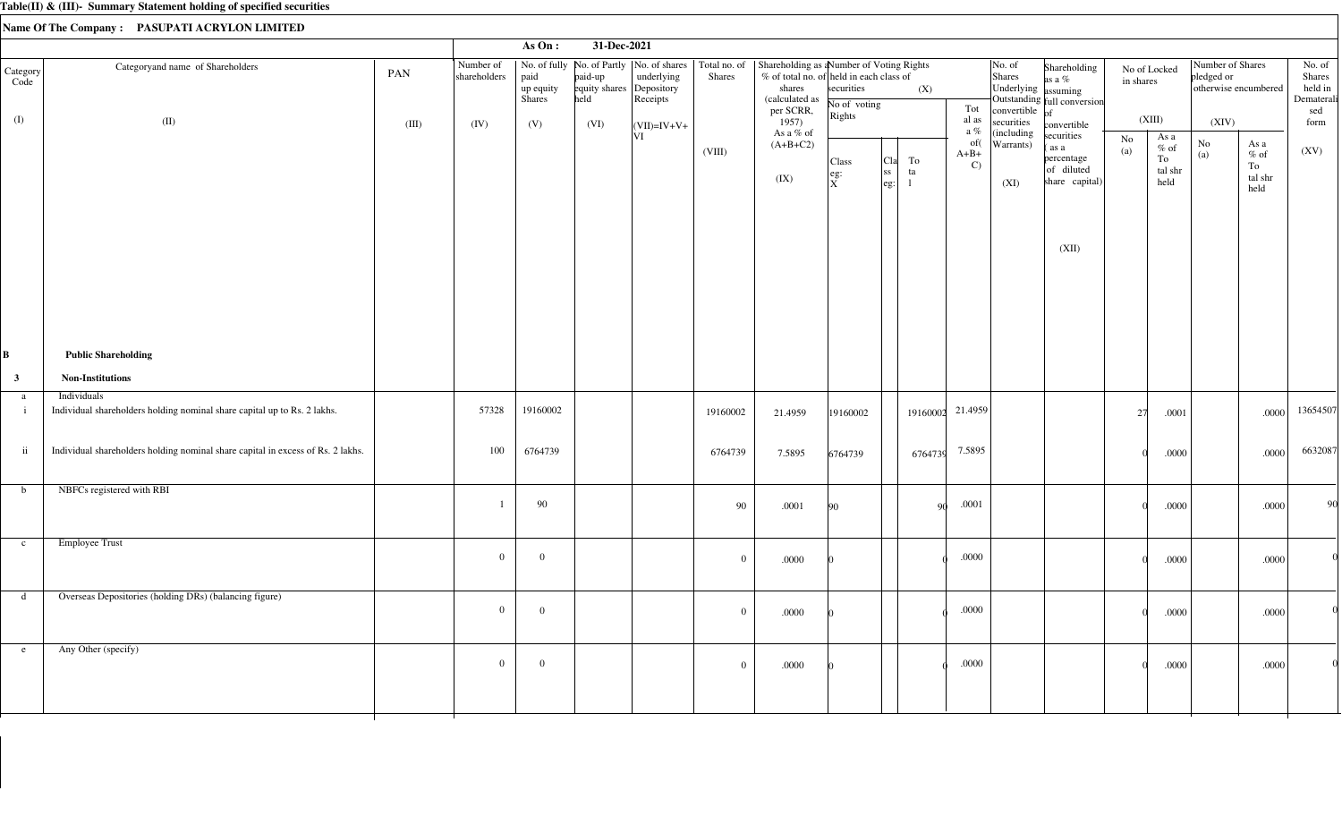**Table(II) & (III)- Summary Statement holding of specified securities**

**Name Of The Company : PASUPATI ACRYLON LIMITED**

**As On : 31-Dec-2021**

| Category Code | Categoryand name of Shareholders | PAN | Number of shareholders | No. of fully paid up equity Shares | No. of Partly paid-up equity shares held | No. of shares underlying Depository Receipts | Total no. of Shares | Shareholding as a % of total no. of shares (calculated as per SCRR, 1957) As a % of (A+B+C2) | Number of Voting Rights held in each class of securities (X) | | | | No. of Shares Underlying Outstanding convertible securities (including Warrants) | Shareholding as a % assuming full conversion of convertible securities ( as a percentage of diluted share capital) | No of Locked in shares (XIII) | | Number of Shares pledged or otherwise encumbered (XIV) | | No. of Shares held in Dematerialised form |
|---|---|---|---|---|---|---|---|---|---|---|---|---|---|---|---|---|---|---|---|
| | | | | | | | | | No of voting Rights | | | Total as a % of(A+B+C) | | | No (a) | As a % of Total shr held | No (a) | As a % of Total shr held | |
| | | | | | | | | | Class eg: X | Class eg: | Total | | | | | | | | |
| (I) | (II) | (III) | (IV) | (V) | (VI) | (VII)=IV+V+VI | (VIII) | (IX) | | | | | (XI) | (XII) | | | | | (XV) |
| **B** | **Public Shareholding** | | | | | | | | | | | | | | | | | | |
| **3** | **Non-Institutions** | | | | | | | | | | | | | | | | | | |
| a | Individuals | | | | | | | | | | | | | | | | | | |
| i | Individual shareholders holding nominal share capital up to Rs. 2 lakhs. | | 57328 | 19160002 | | | 19160002 | 21.4959 | 19160002 | | 19160002 | 21.4959 | | | 27 | .0001 | | .0000 | 13654507 |
| ii | Individual shareholders holding nominal share capital in excess of Rs. 2 lakhs. | | 100 | 6764739 | | | 6764739 | 7.5895 | 6764739 | | 6764739 | 7.5895 | | | 0 | .0000 | | .0000 | 6632087 |
| b | NBFCs registered with RBI | | 1 | 90 | | | 90 | .0001 | 90 | | 90 | .0001 | | | 0 | .0000 | | .0000 | 90 |
| c | Employee Trust | | 0 | 0 | | | 0 | .0000 | 0 | | 0 | .0000 | | | 0 | .0000 | | .0000 | 0 |
| d | Overseas Depositories (holding DRs) (balancing figure) | | 0 | 0 | | | 0 | .0000 | 0 | | 0 | .0000 | | | 0 | .0000 | | .0000 | 0 |
| e | Any Other (specify) | | 0 | 0 | | | 0 | .0000 | 0 | | 0 | .0000 | | | 0 | .0000 | | .0000 | 0 |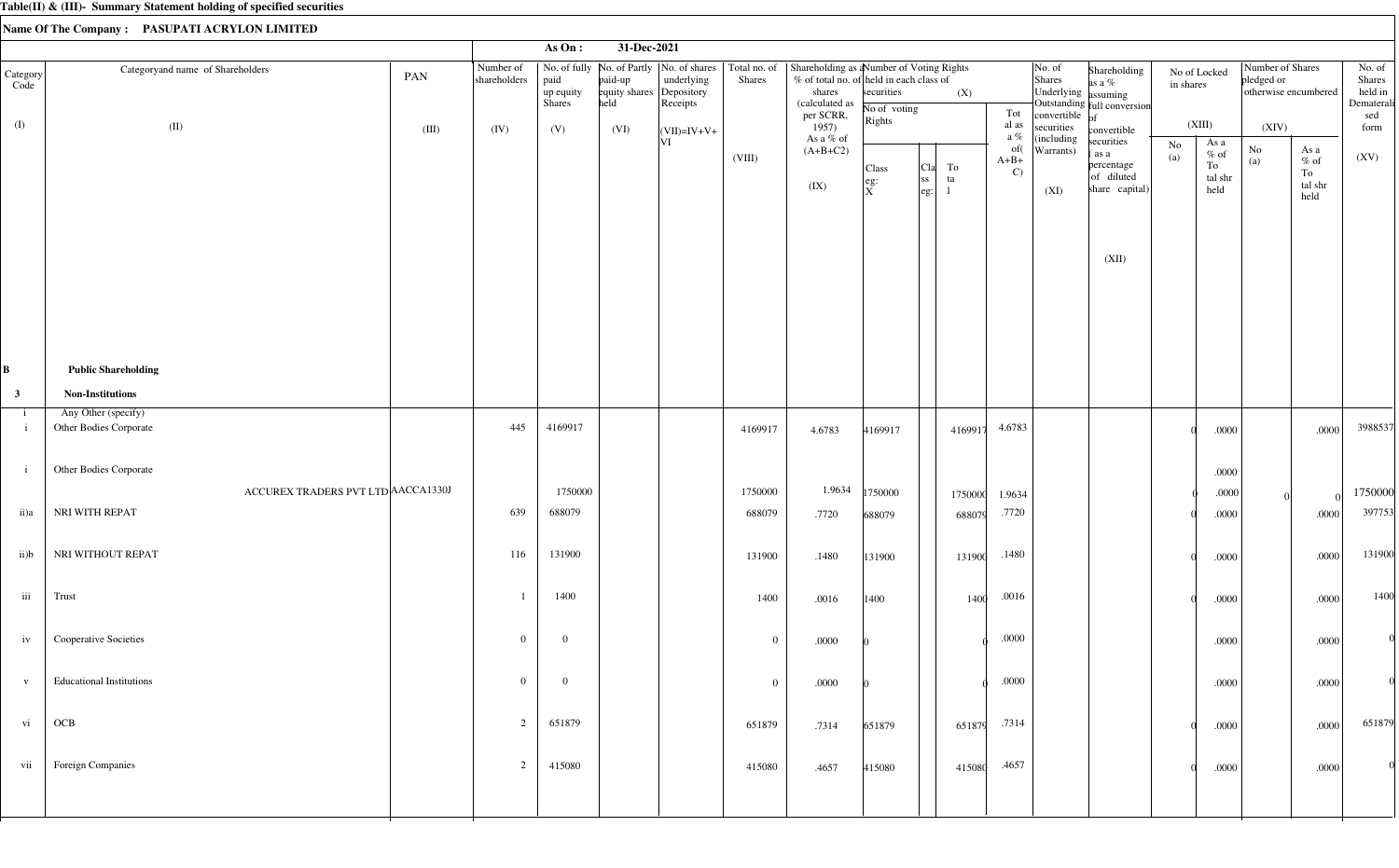**Table(II) & (III)- Summary Statement holding of specified securities**

**Name Of The Company : PASUPATI ACRYLON LIMITED**

**As On : 31-Dec-2021**

| Category Code (I) | Categoryand name of Shareholders (II) | PAN (III) | Number of shareholders (IV) | No. of fully paid up equity Shares (V) | No. of Partly paid-up equity shares held (VI) | No. of shares underlying Depository Receipts | Total no. of Shares (VII)=IV+V+VI (VIII) | Shareholding as a % of total no. of shares (calculated as per SCRR, 1957) As a % of (A+B+C2) (IX) | Number of Voting Rights held in each class of securities (X) No of voting Rights Class eg: X | Class eg: | Total | Total as a % of(A+B+C) | No. of Shares Underlying Outstanding convertible securities (including Warrants) (XI) | Shareholding as a % assuming full conversion of convertible securities ( as a percentage of diluted share capital) (XII) | No of Locked in shares (XIII) No (a) | As a % of Total shr held | Number of Shares pledged or otherwise encumbered (XIV) No (a) | As a % of Total shr held | No. of Shares held in Dematerialised form (XV) |
|---|---|---|---|---|---|---|---|---|---|---|---|---|---|---|---|---|---|---|---|
| **B** | **Public Shareholding** | | | | | | | | | | | | | | | | | | |
| **3** | **Non-Institutions** | | | | | | | | | | | | | | | | | | |
| i | Any Other (specify) | | | | | | | | | | | | | | | | | | |
| i | Other Bodies Corporate | | 445 | 4169917 | | | 4169917 | 4.6783 | 4169917 | | 4169917 | 4.6783 | | | 0 | .0000 | | .0000 | 3988537 |
| i | Other Bodies Corporate | | | | | | | | | | | | | | | .0000 | | | |
| | ACCUREX TRADERS PVT LTD | AACCA1330J | | 1750000 | | | 1750000 | 1.9634 | 1750000 | | 1750000 | 1.9634 | | | 0 | .0000 | 0 | 0 | 1750000 |
| ii)a | NRI WITH REPAT | | 639 | 688079 | | | 688079 | .7720 | 688079 | | 688079 | .7720 | | | 0 | .0000 | | .0000 | 397753 |
| ii)b | NRI WITHOUT REPAT | | 116 | 131900 | | | 131900 | .1480 | 131900 | | 131900 | .1480 | | | 0 | .0000 | | .0000 | 131900 |
| iii | Trust | | 1 | 1400 | | | 1400 | .0016 | 1400 | | 1400 | .0016 | | | 0 | .0000 | | .0000 | 1400 |
| iv | Cooperative Societies | | 0 | 0 | | | 0 | .0000 | 0 | | 0 | .0000 | | | | .0000 | | .0000 | 0 |
| v | Educational Institutions | | 0 | 0 | | | 0 | .0000 | 0 | | 0 | .0000 | | | | .0000 | | .0000 | 0 |
| vi | OCB | | 2 | 651879 | | | 651879 | .7314 | 651879 | | 651879 | .7314 | | | 0 | .0000 | | .0000 | 651879 |
| vii | Foreign Companies | | 2 | 415080 | | | 415080 | .4657 | 415080 | | 415080 | .4657 | | | 0 | .0000 | | .0000 | 0 |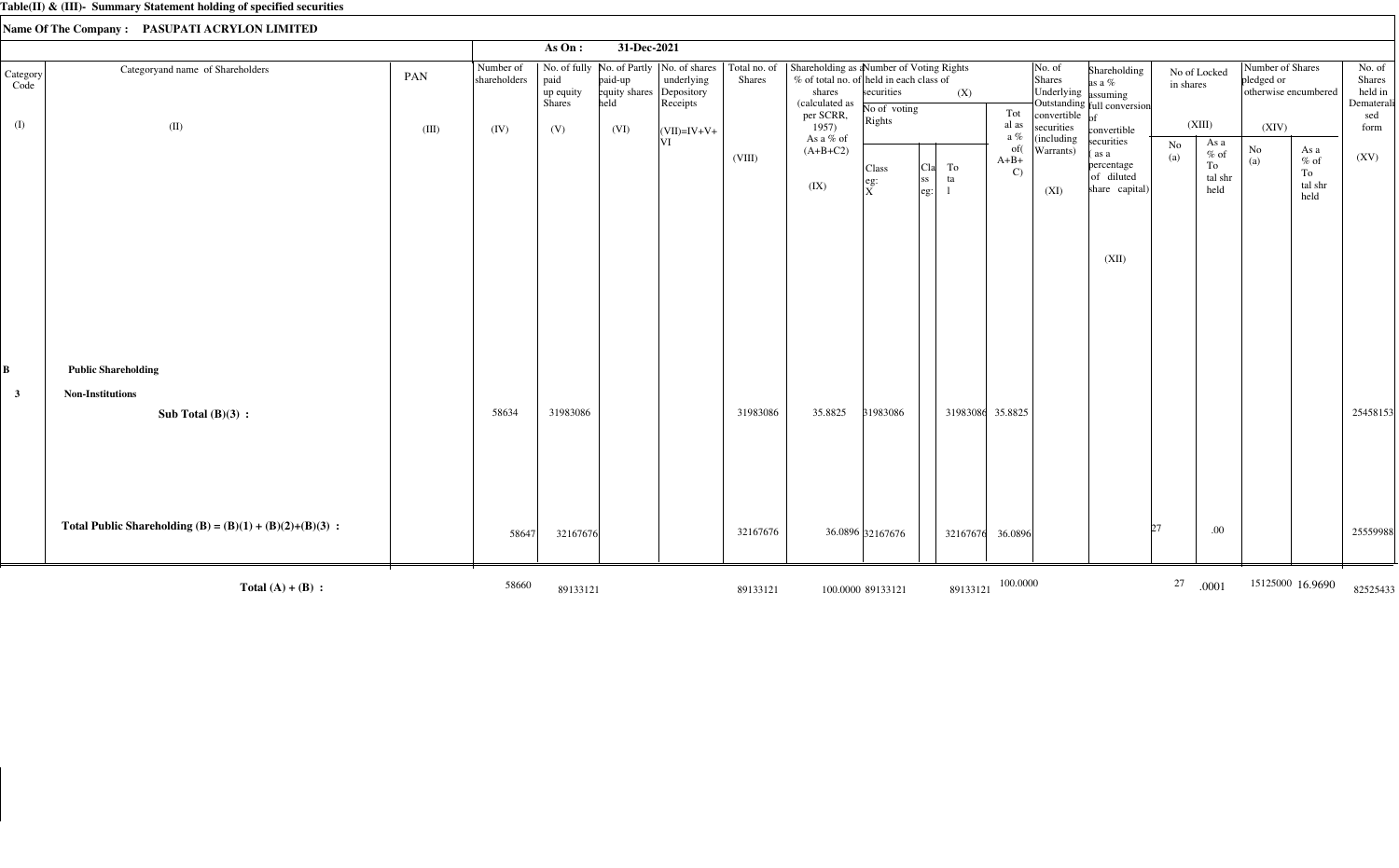**Table(II) & (III)- Summary Statement holding of specified securities**

**Name Of The Company : PASUPATI ACRYLON LIMITED**

**As On : 31-Dec-2021**

| Category Code | Categoryand name of Shareholders | PAN | Number of shareholders | No. of fully paid up equity Shares | No. of Partly paid-up equity shares held | No. of shares underlying Depository Receipts | Total no. of Shares | Shareholding as a % of total no. of shares (calculated as per SCRR, 1957) As a % of (A+B+C2) | Number of Voting Rights held in each class of securities | | | | No. of Shares Underlying Outstanding convertible securities (including Warrants) | Shareholding as a % assuming full conversion of convertible securities ( as a percentage of diluted share capital) | No of Locked in shares | | Number of Shares pledged or otherwise encumbered | | No. of Shares held in Dematerialised form |
|---|---|---|---|---|---|---|---|---|---|---|---|---|---|---|---|---|---|---|---|
| | | | | | | | | | No of voting Rights | | | Total as a % of(A+B+C) | | | | | | | |
| | | | | | | | | | Class eg: X | Class eg: | Total | | | | No (a) | As a % of Total shr held | No (a) | As a % of Total shr held | |
| (I) | (II) | (III) | (IV) | (V) | (VI) | (VII)=IV+V+VI | (VIII) | (IX) | (X) | | | | (XI) | (XII) | (XIII) | | (XIV) | | (XV) |
| **B** | **Public Shareholding** | | | | | | | | | | | | | | | | | | |
| **3** | **Non-Institutions** | | | | | | | | | | | | | | | | | | |
| | **Sub Total (B)(3) :** | | 58634 | 31983086 | | | 31983086 | 35.8825 | 31983086 | | 31983086 | 35.8825 | | | | | | | 25458153 |
| | **Total Public Shareholding (B) = (B)(1) + (B)(2)+(B)(3) :** | | 58647 | 32167676 | | | 32167676 | 36.0896 | 32167676 | | 32167676 | 36.0896 | | | 27 | .00 | | | 25559988 |
| | **Total (A) + (B) :** | | 58660 | 89133121 | | | 89133121 | 100.0000 | 89133121 | | 89133121 | 100.0000 | | | 27 | .0001 | 15125000 | 16.9690 | 82525433 |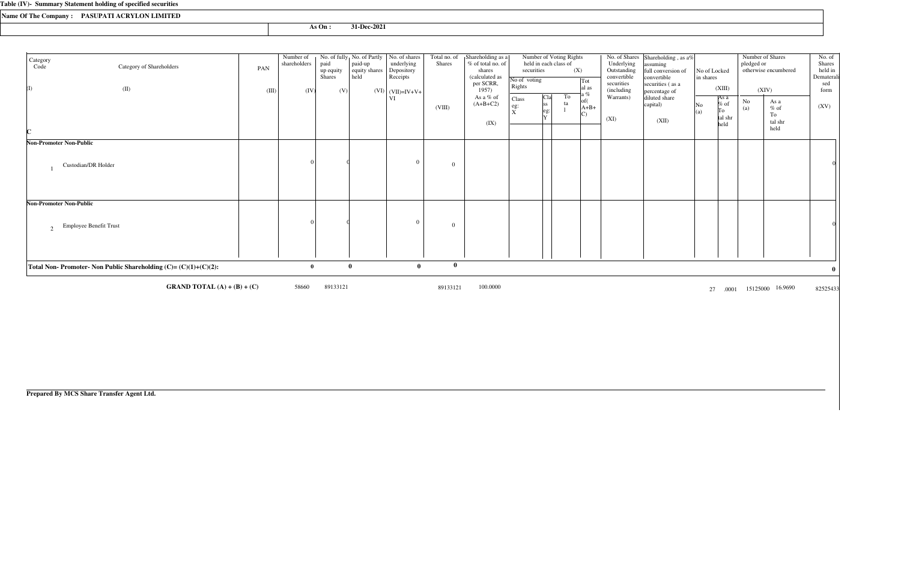**Table (IV)- Summary Statement holding of specified securities**

**Name Of The Company : PASUPATI ACRYLON LIMITED**

**As On : 31-Dec-2021**

| Category Code (I) | Category of Shareholders (II) | PAN (III) | Number of shareholders (IV) | No. of fully paid up equity Shares (V) | No. of Partly paid-up equity shares held (VI) | No. of shares underlying Depository Receipts (VII)=IV+V+VI | Total no. of Shares (VIII) | Shareholding as a % of total no. of shares (calculated as per SCRR, 1957) As a % of (A+B+C2) (IX) | Number of Voting Rights held in each class of securities (X) | | | | No. of Shares Underlying Outstanding convertible securities (including Warrants) (XI) | Shareholding , as a% assuming full conversion of convertible securities ( as a percentage of diluted share capital) (XII) | No of Locked in shares (XIII) | | Number of Shares pledged or otherwise encumbered (XIV) | | No. of Shares held in Dematerialised form (XV) |
|---|---|---|---|---|---|---|---|---|---|---|---|---|---|---|---|---|---|---|---|
| | | | | | | | | | No of voting Rights Class eg: X | Class eg: Y | Total | Total as a % of (A+B+C) | | | No (a) | As a % of Total shr held | No (a) | As a % of Total shr held | |
| **C** | | | | | | | | | | | | | | | | | | | |
| **Non-Promoter Non-Public** | | | | | | | | | | | | | | | | | | | |
| 1 | Custodian/DR Holder | | 0 | 0 | | 0 | 0 | | | | | | | | | | | | 0 |
| **Non-Promoter Non-Public** | | | | | | | | | | | | | | | | | | | |
| 2 | Employee Benefit Trust | | 0 | 0 | | 0 | 0 | | | | | | | | | | | | 0 |
| **Total Non- Promoter- Non Public Shareholding (C)= (C)(1)+(C)(2):** | | | **0** | **0** | | **0** | **0** | | | | | | | | | | | | **0** |
| | **GRAND TOTAL (A) + (B) + (C)** | | 58660 | 89133121 | | | 89133121 | 100.0000 | | | | | | | 27 | .0001 | 15125000 | 16.9690 | 82525433 |

**Prepared By MCS Share Transfer Agent Ltd.**